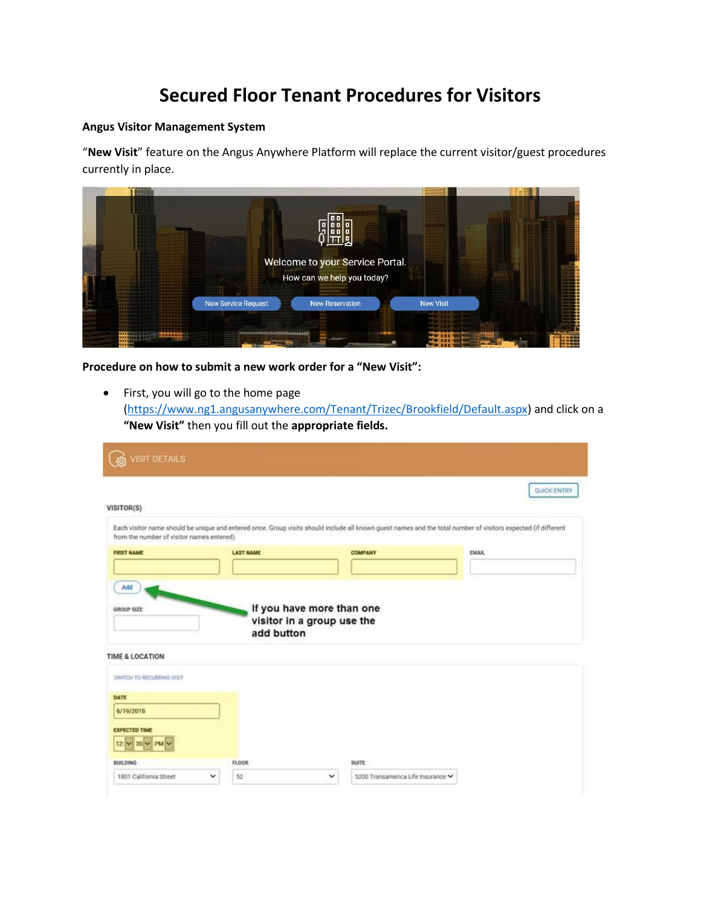# Secured Floor Tenant Procedures for Visitors

**Angus Visitor Management System**

"**New Visit**" feature on the Angus Anywhere Platform will replace the current visitor/guest procedures currently in place.

**Procedure on how to submit a new work order for a "New Visit":**

- First, you will go to the home page (https://www.ng1.angusanywhere.com/Tenant/Trizec/Brookfield/Default.aspx) and click on a **"New Visit"** then you fill out the **appropriate fields.**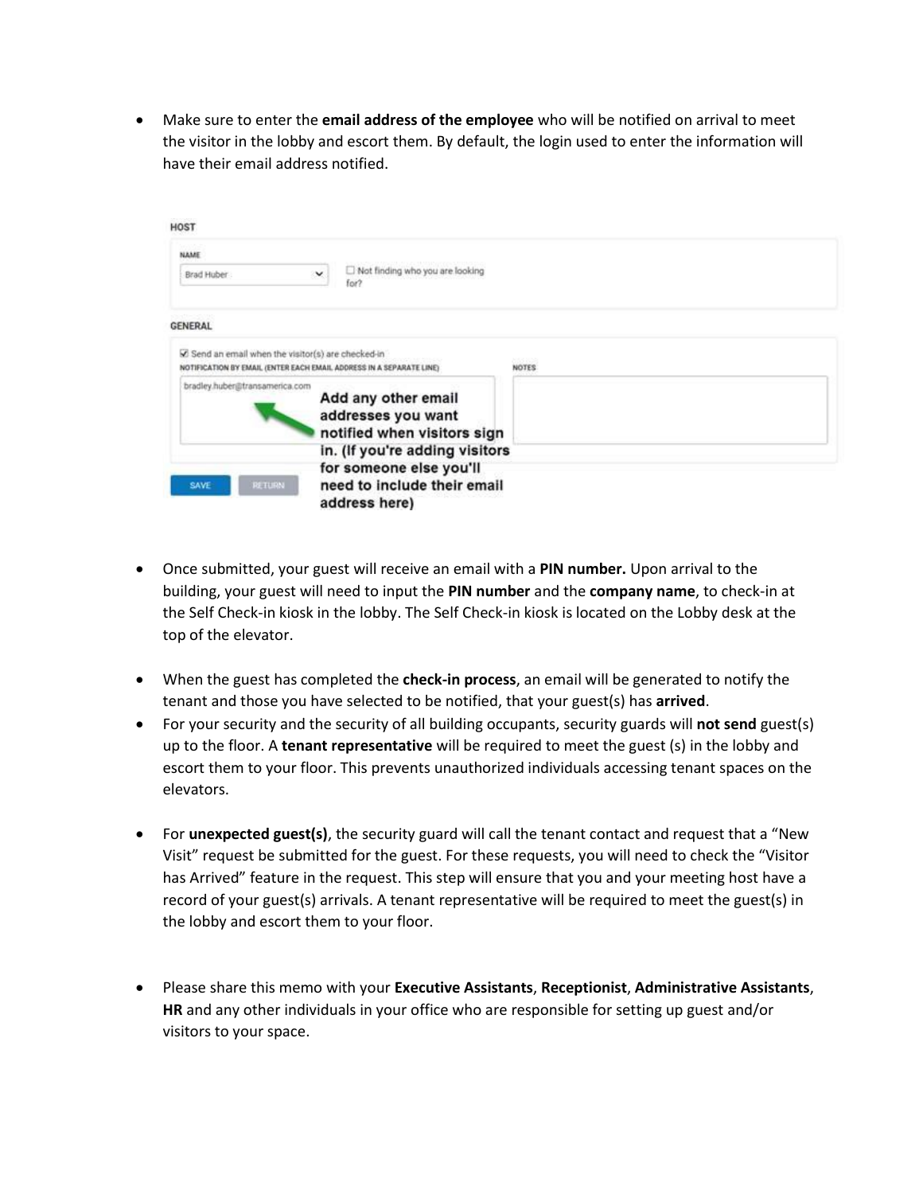- Make sure to enter the **email address of the employee** who will be notified on arrival to meet the visitor in the lobby and escort them. By default, the login used to enter the information will have their email address notified.

HOST

NAME

Brad Huber

☐ Not finding who you are looking for?

GENERAL

☑ Send an email when the visitor(s) are checked-in

NOTIFICATION BY EMAIL (ENTER EACH EMAIL ADDRESS IN A SEPARATE LINE)

bradley.huber@transamerica.com

NOTES

Add any other email addresses you want notified when visitors sign in. (If you're adding visitors for someone else you'll need to include their email address here)

SAVE RETURN

- Once submitted, your guest will receive an email with a **PIN number.** Upon arrival to the building, your guest will need to input the **PIN number** and the **company name**, to check-in at the Self Check-in kiosk in the lobby. The Self Check-in kiosk is located on the Lobby desk at the top of the elevator.

- When the guest has completed the **check-in process**, an email will be generated to notify the tenant and those you have selected to be notified, that your guest(s) has **arrived**.
- For your security and the security of all building occupants, security guards will **not send** guest(s) up to the floor. A **tenant representative** will be required to meet the guest (s) in the lobby and escort them to your floor. This prevents unauthorized individuals accessing tenant spaces on the elevators.

- For **unexpected guest(s)**, the security guard will call the tenant contact and request that a "New Visit" request be submitted for the guest. For these requests, you will need to check the "Visitor has Arrived" feature in the request. This step will ensure that you and your meeting host have a record of your guest(s) arrivals. A tenant representative will be required to meet the guest(s) in the lobby and escort them to your floor.

- Please share this memo with your **Executive Assistants**, **Receptionist**, **Administrative Assistants**, **HR** and any other individuals in your office who are responsible for setting up guest and/or visitors to your space.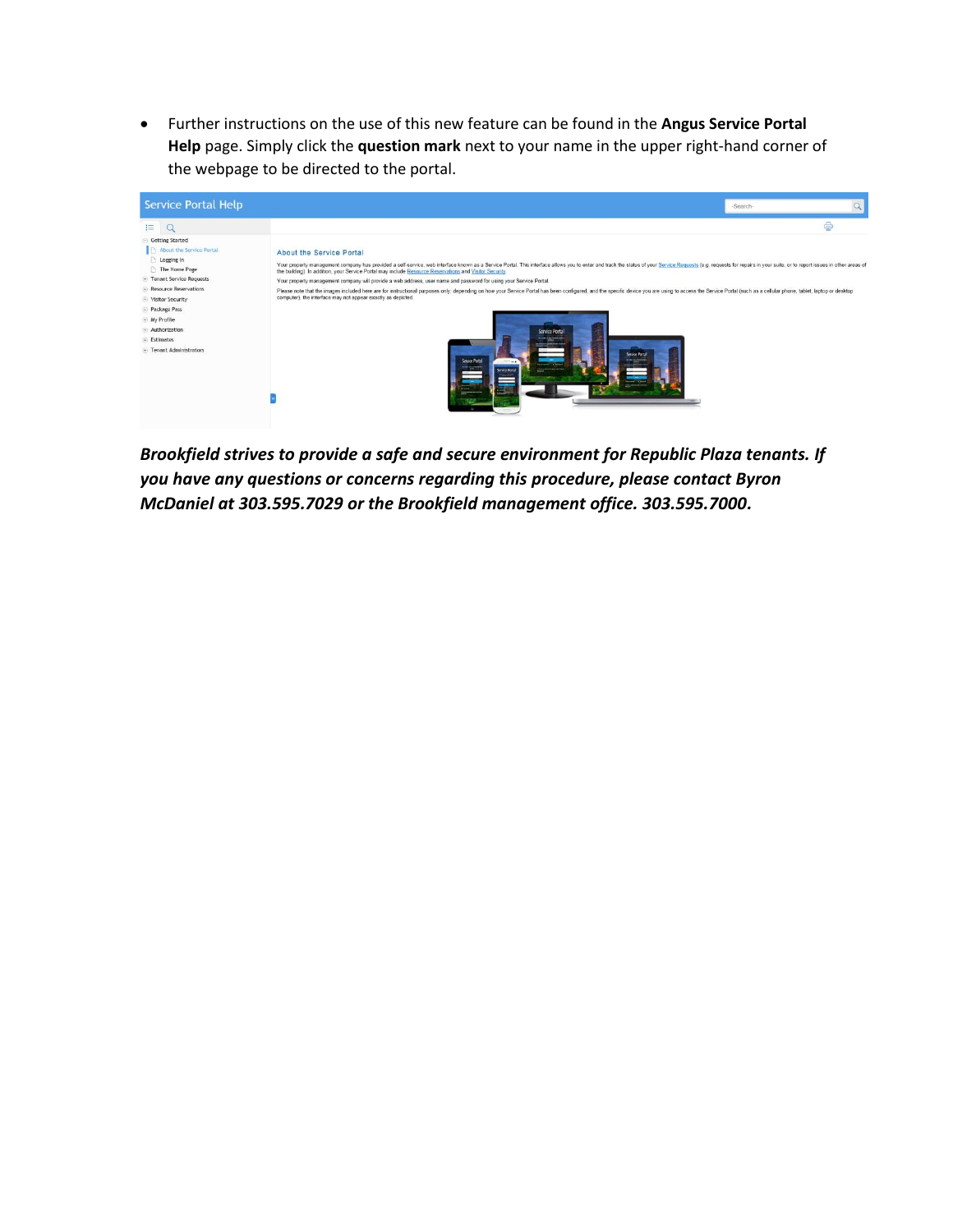- Further instructions on the use of this new feature can be found in the **Angus Service Portal Help** page. Simply click the **question mark** next to your name in the upper right-hand corner of the webpage to be directed to the portal.

***Brookfield strives to provide a safe and secure environment for Republic Plaza tenants. If you have any questions or concerns regarding this procedure, please contact Byron McDaniel at 303.595.7029 or the Brookfield management office. 303.595.7000.***